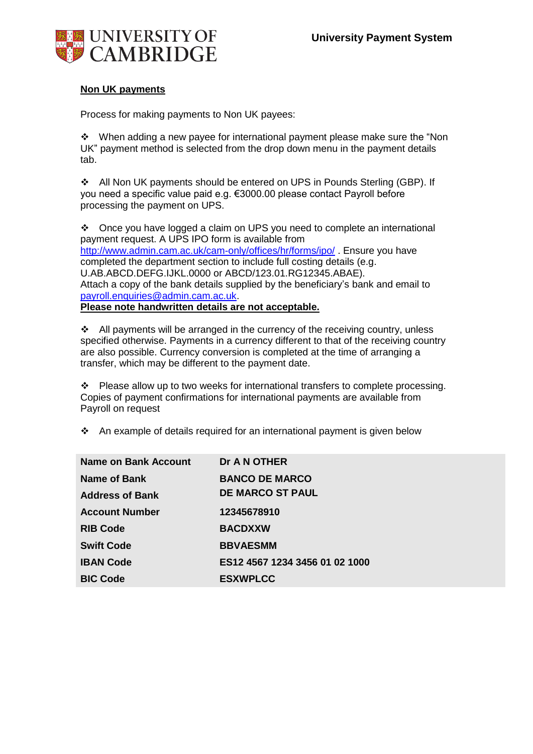UNIVERSITY OF CAMBRIDGE

**University Payment System**

## Non UK payments

Process for making payments to Non UK payees:

- When adding a new payee for international payment please make sure the "Non UK" payment method is selected from the drop down menu in the payment details tab.

- All Non UK payments should be entered on UPS in Pounds Sterling (GBP). If you need a specific value paid e.g. €3000.00 please contact Payroll before processing the payment on UPS.

- Once you have logged a claim on UPS you need to complete an international payment request. A UPS IPO form is available from [http://www.admin.cam.ac.uk/cam-only/offices/hr/forms/ipo/](http://www.admin.cam.ac.uk/cam-only/offices/hr/forms/ipo/) . Ensure you have completed the department section to include full costing details (e.g. U.AB.ABCD.DEFG.IJKL.0000 or ABCD/123.01.RG12345.ABAE). Attach a copy of the bank details supplied by the beneficiary's bank and email to [payroll.enquiries@admin.cam.ac.uk](mailto:payroll.enquiries@admin.cam.ac.uk).
**Please note handwritten details are not acceptable.**

- All payments will be arranged in the currency of the receiving country, unless specified otherwise. Payments in a currency different to that of the receiving country are also possible. Currency conversion is completed at the time of arranging a transfer, which may be different to the payment date.

- Please allow up to two weeks for international transfers to complete processing. Copies of payment confirmations for international payments are available from Payroll on request

- An example of details required for an international payment is given below

| | |
|---|---|
| **Name on Bank Account** | **Dr A N OTHER** |
| **Name of Bank** | **BANCO DE MARCO** |
| **Address of Bank** | **DE MARCO ST PAUL** |
| **Account Number** | **12345678910** |
| **RIB Code** | **BACDXXW** |
| **Swift Code** | **BBVAESMM** |
| **IBAN Code** | **ES12 4567 1234 3456 01 02 1000** |
| **BIC Code** | **ESXWPLCC** |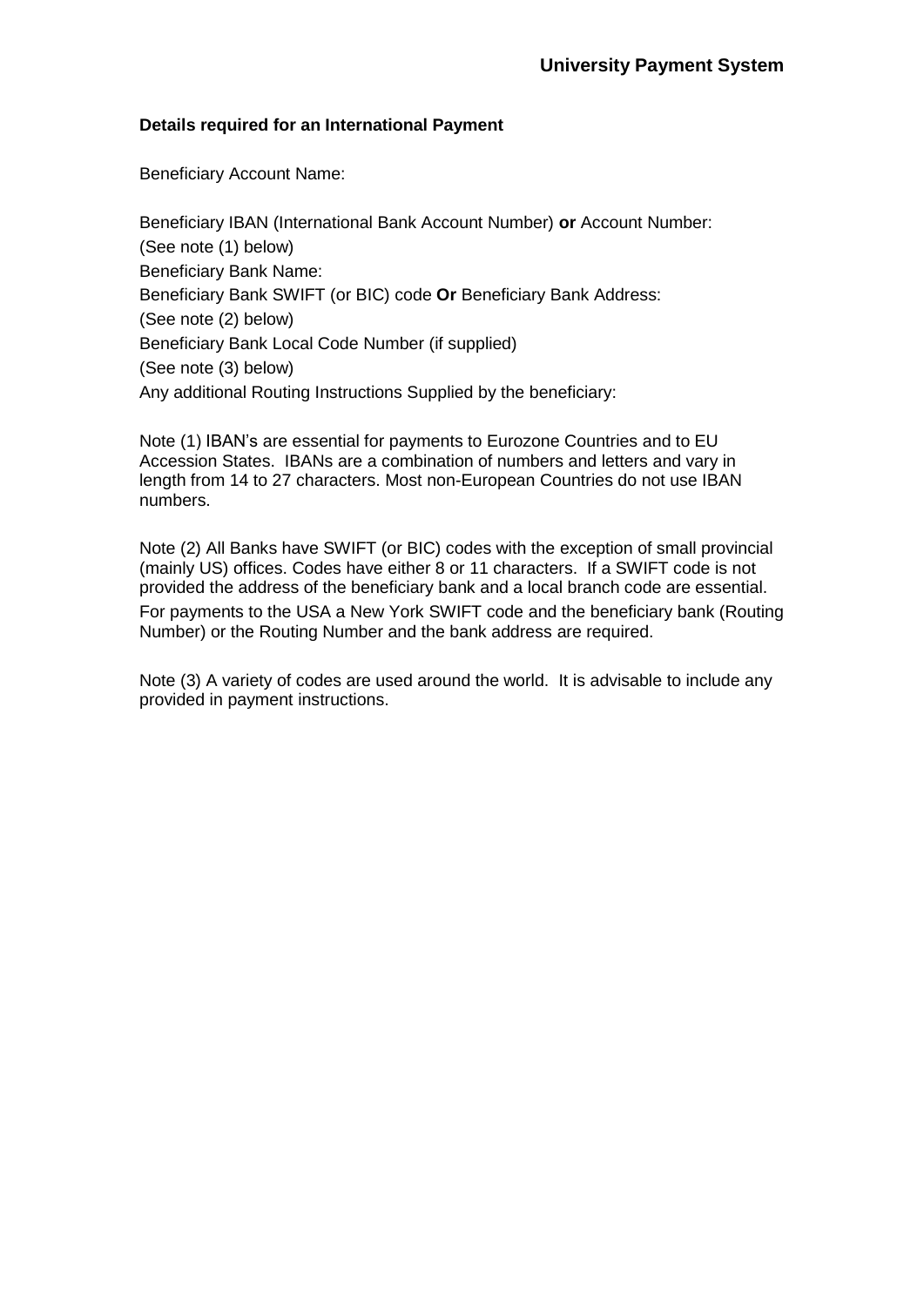**University Payment System**

**Details required for an International Payment**

Beneficiary Account Name:

Beneficiary IBAN (International Bank Account Number) **or** Account Number:
(See note (1) below)
Beneficiary Bank Name:
Beneficiary Bank SWIFT (or BIC) code **Or** Beneficiary Bank Address:
(See note (2) below)
Beneficiary Bank Local Code Number (if supplied)
(See note (3) below)
Any additional Routing Instructions Supplied by the beneficiary:

Note (1) IBAN's are essential for payments to Eurozone Countries and to EU Accession States. IBANs are a combination of numbers and letters and vary in length from 14 to 27 characters. Most non-European Countries do not use IBAN numbers.

Note (2) All Banks have SWIFT (or BIC) codes with the exception of small provincial (mainly US) offices. Codes have either 8 or 11 characters. If a SWIFT code is not provided the address of the beneficiary bank and a local branch code are essential. For payments to the USA a New York SWIFT code and the beneficiary bank (Routing Number) or the Routing Number and the bank address are required.

Note (3) A variety of codes are used around the world. It is advisable to include any provided in payment instructions.